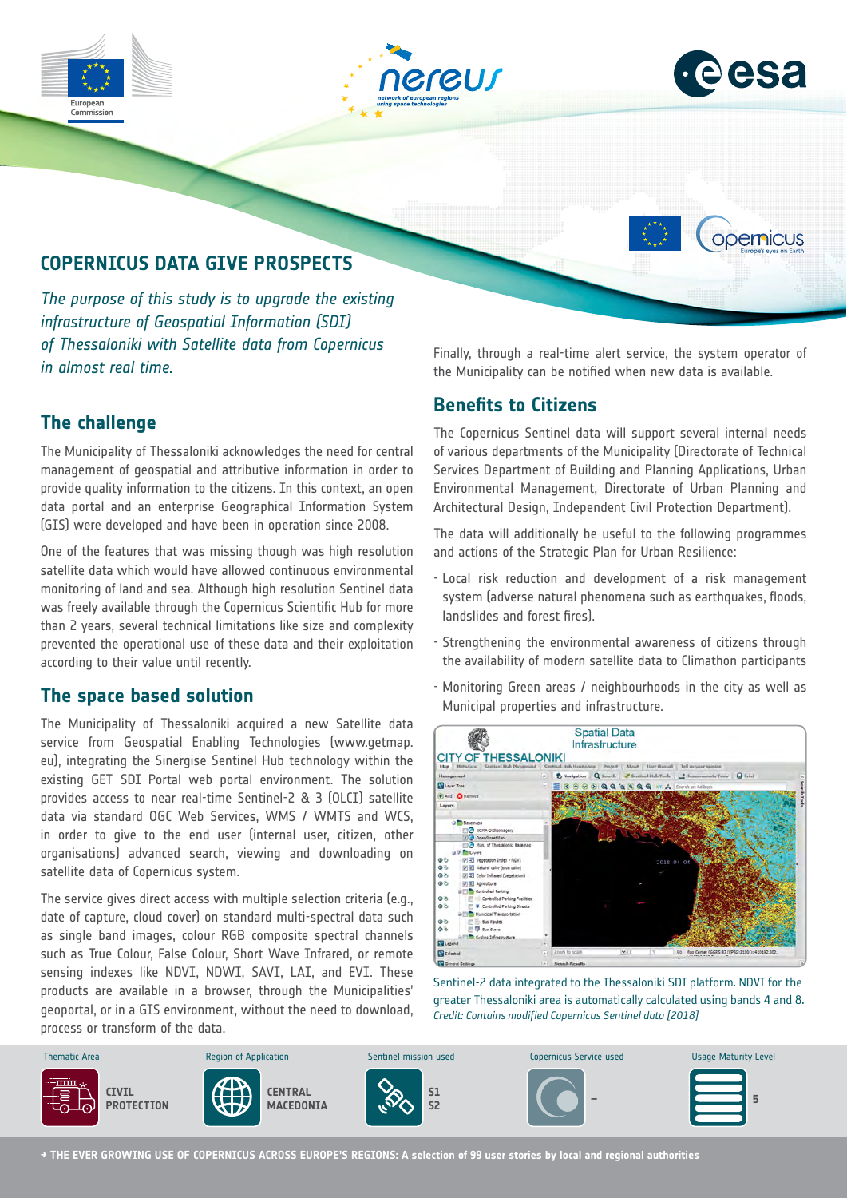## COPERNICUS DATA GIVE PROSPECTS

*The purpose of this study is to upgrade the existing infrastructure of Geospatial Information (SDI) of Thessaloniki with Satellite data from Copernicus in almost real time.*

### The challenge

The Municipality of Thessaloniki acknowledges the need for central management of geospatial and attributive information in order to provide quality information to the citizens. In this context, an open data portal and an enterprise Geographical Information System (GIS) were developed and have been in operation since 2008.

One of the features that was missing though was high resolution satellite data which would have allowed continuous environmental monitoring of land and sea. Although high resolution Sentinel data was freely available through the Copernicus Scientific Hub for more than 2 years, several technical limitations like size and complexity prevented the operational use of these data and their exploitation according to their value until recently.

### The space based solution

The Municipality of Thessaloniki acquired a new Satellite data service from Geospatial Enabling Technologies (www.getmap.eu), integrating the Sinergise Sentinel Hub technology within the existing GET SDI Portal web portal environment. The solution provides access to near real-time Sentinel-2 & 3 (OLCI) satellite data via standard OGC Web Services, WMS / WMTS and WCS, in order to give to the end user (internal user, citizen, other organisations) advanced search, viewing and downloading on satellite data of Copernicus system.

The service gives direct access with multiple selection criteria (e.g., date of capture, cloud cover) on standard multi-spectral data such as single band images, colour RGB composite spectral channels such as True Colour, False Colour, Short Wave Infrared, or remote sensing indexes like NDVI, NDWI, SAVI, LAI, and EVI. These products are available in a browser, through the Municipalities' geoportal, or in a GIS environment, without the need to download, process or transform the data.

Finally, through a real-time alert service, the system operator of the Municipality can be notified when new data is available.

### Benefits to Citizens

The Copernicus Sentinel data will support several internal needs of various departments of the Municipality (Directorate of Technical Services Department of Building and Planning Applications, Urban Environmental Management, Directorate of Urban Planning and Architectural Design, Independent Civil Protection Department).

The data will additionally be useful to the following programmes and actions of the Strategic Plan for Urban Resilience:

- Local risk reduction and development of a risk management system (adverse natural phenomena such as earthquakes, floods, landslides and forest fires).
- Strengthening the environmental awareness of citizens through the availability of modern satellite data to Climathon participants
- Monitoring Green areas / neighbourhoods in the city as well as Municipal properties and infrastructure.

Sentinel-2 data integrated to the Thessaloniki SDI platform. NDVI for the greater Thessaloniki area is automatically calculated using bands 4 and 8.
*Credit: Contains modified Copernicus Sentinel data (2018)*

| Thematic Area | Region of Application | Sentinel mission used | Copernicus Service used | Usage Maturity Level |
|---|---|---|---|---|
| CIVIL PROTECTION | CENTRAL MACEDONIA | S1 S2 | – | 5 |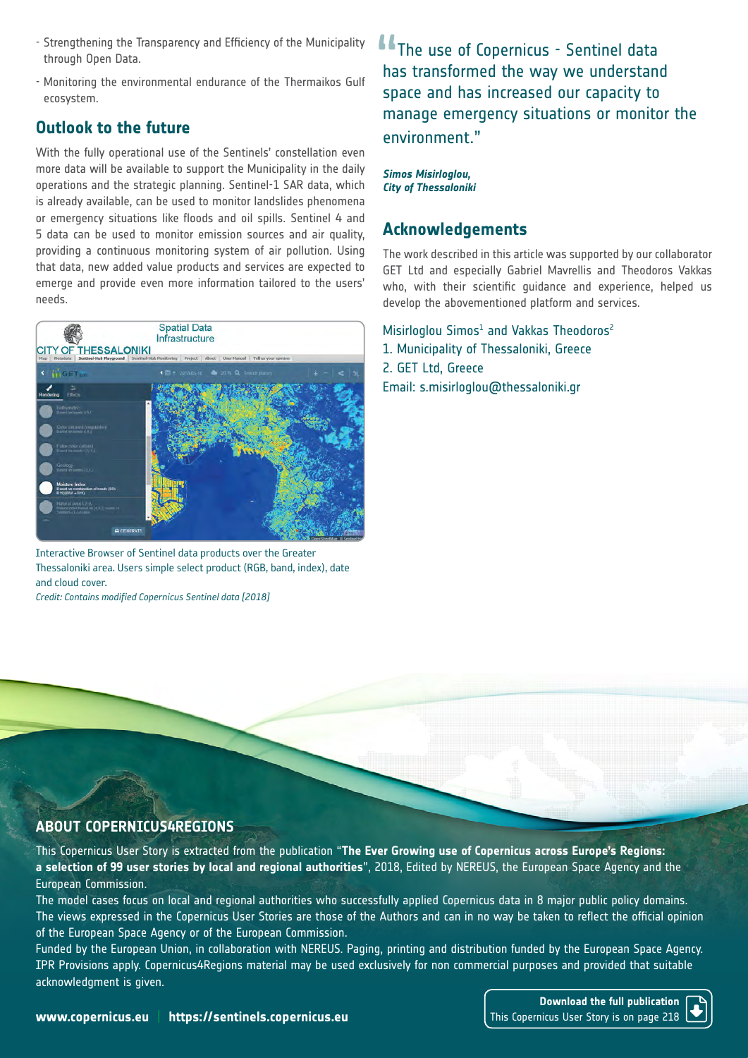- Strengthening the Transparency and Efficiency of the Municipality through Open Data.
- Monitoring the environmental endurance of the Thermaikos Gulf ecosystem.

## Outlook to the future

With the fully operational use of the Sentinels' constellation even more data will be available to support the Municipality in the daily operations and the strategic planning. Sentinel-1 SAR data, which is already available, can be used to monitor landslides phenomena or emergency situations like floods and oil spills. Sentinel 4 and 5 data can be used to monitor emission sources and air quality, providing a continuous monitoring system of air pollution. Using that data, new added value products and services are expected to emerge and provide even more information tailored to the users' needs.

Interactive Browser of Sentinel data products over the Greater Thessaloniki area. Users simple select product (RGB, band, index), date and cloud cover.
*Credit: Contains modified Copernicus Sentinel data [2018]*

> "The use of Copernicus - Sentinel data has transformed the way we understand space and has increased our capacity to manage emergency situations or monitor the environment."

***Simos Misirloglou, City of Thessaloniki***

## Acknowledgements

The work described in this article was supported by our collaborator GET Ltd and especially Gabriel Mavrellis and Theodoros Vakkas who, with their scientific guidance and experience, helped us develop the abovementioned platform and services.

Misirloglou Simos[1] and Vakkas Theodoros[2]
1. Municipality of Thessaloniki, Greece
2. GET Ltd, Greece
Email: s.misirloglou@thessaloniki.gr

## ABOUT COPERNICUS4REGIONS

This Copernicus User Story is extracted from the publication "**The Ever Growing use of Copernicus across Europe's Regions: a selection of 99 user stories by local and regional authorities**", 2018, Edited by NEREUS, the European Space Agency and the European Commission.
The model cases focus on local and regional authorities who successfully applied Copernicus data in 8 major public policy domains. The views expressed in the Copernicus User Stories are those of the Authors and can in no way be taken to reflect the official opinion of the European Space Agency or of the European Commission.
Funded by the European Union, in collaboration with NEREUS. Paging, printing and distribution funded by the European Space Agency. IPR Provisions apply. Copernicus4Regions material may be used exclusively for non commercial purposes and provided that suitable acknowledgment is given.

**www.copernicus.eu** | **https://sentinels.copernicus.eu**

**Download the full publication**
This Copernicus User Story is on page 218